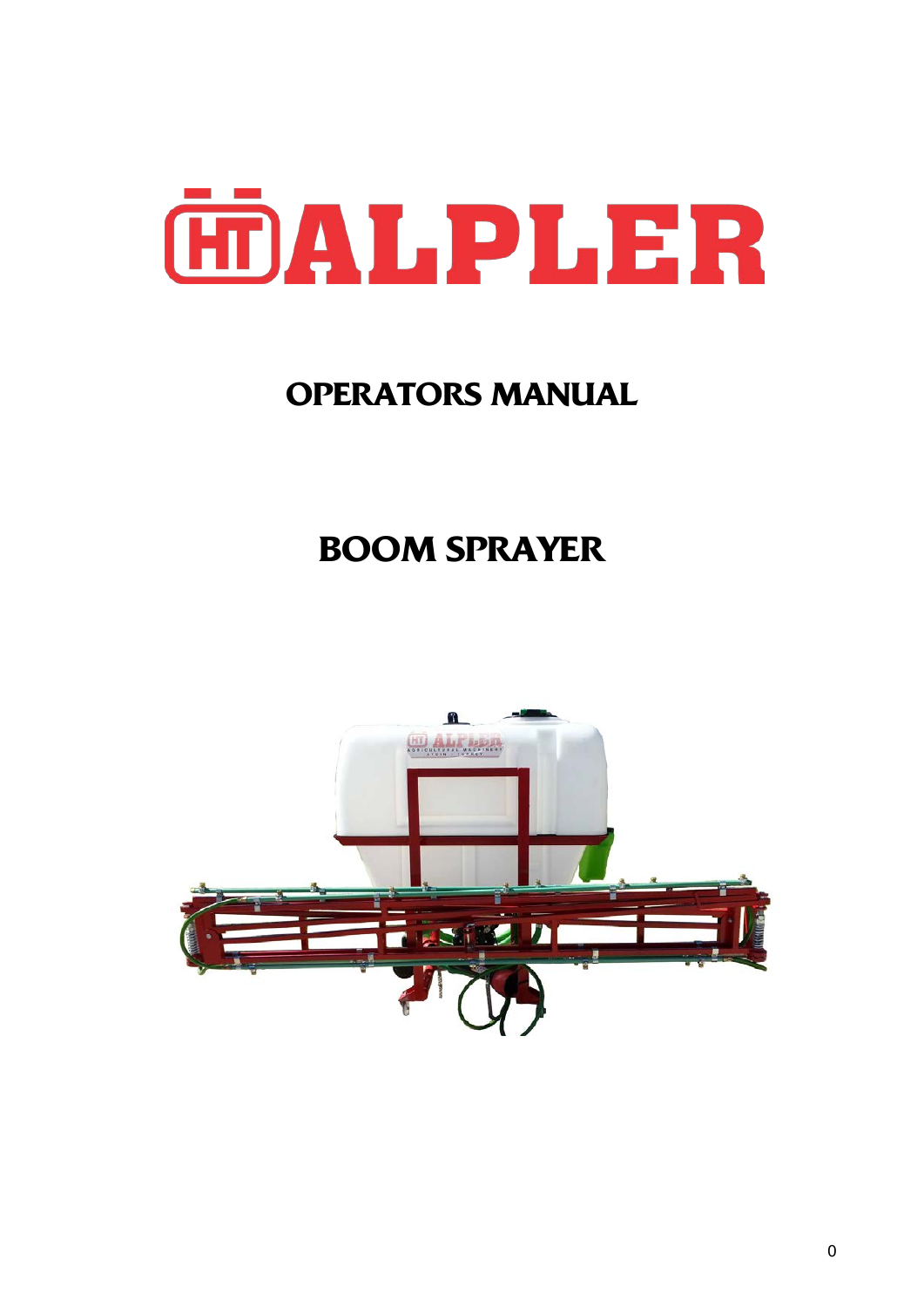# ALPLER

## OPERATORS MANUAL

## BOOM SPRAYER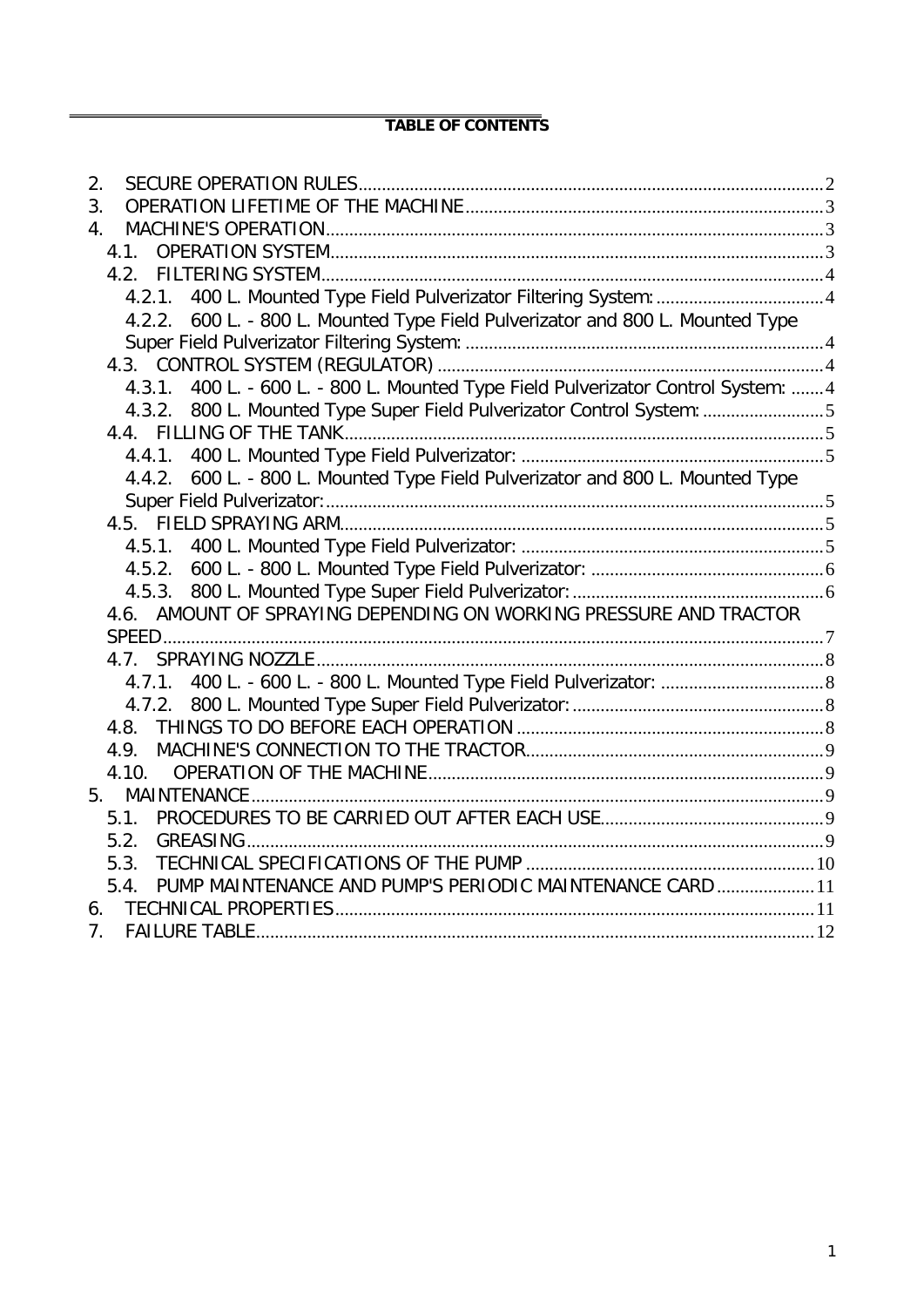**TABLE OF CONTENTS**

2. SECURE OPERATION RULES ........ 2
3. OPERATION LIFETIME OF THE MACHINE ........ 3
4. MACHINE'S OPERATION ........ 3
   - 4.1. OPERATION SYSTEM ........ 3
   - 4.2. FILTERING SYSTEM ........ 4
     - 4.2.1. 400 L. Mounted Type Field Pulverizator Filtering System: ........ 4
     - 4.2.2. 600 L. - 800 L. Mounted Type Field Pulverizator and 800 L. Mounted Type Super Field Pulverizator Filtering System: ........ 4
   - 4.3. CONTROL SYSTEM (REGULATOR) ........ 4
     - 4.3.1. 400 L. - 600 L. - 800 L. Mounted Type Field Pulverizator Control System: ........ 4
     - 4.3.2. 800 L. Mounted Type Super Field Pulverizator Control System: ........ 5
   - 4.4. FILLING OF THE TANK ........ 5
     - 4.4.1. 400 L. Mounted Type Field Pulverizator: ........ 5
     - 4.4.2. 600 L. - 800 L. Mounted Type Field Pulverizator and 800 L. Mounted Type Super Field Pulverizator: ........ 5
   - 4.5. FIELD SPRAYING ARM ........ 5
     - 4.5.1. 400 L. Mounted Type Field Pulverizator: ........ 5
     - 4.5.2. 600 L. - 800 L. Mounted Type Field Pulverizator: ........ 6
     - 4.5.3. 800 L. Mounted Type Super Field Pulverizator: ........ 6
   - 4.6. AMOUNT OF SPRAYING DEPENDING ON WORKING PRESSURE AND TRACTOR SPEED ........ 7
   - 4.7. SPRAYING NOZZLE ........ 8
     - 4.7.1. 400 L. - 600 L. - 800 L. Mounted Type Field Pulverizator: ........ 8
     - 4.7.2. 800 L. Mounted Type Super Field Pulverizator: ........ 8
   - 4.8. THINGS TO DO BEFORE EACH OPERATION ........ 8
   - 4.9. MACHINE'S CONNECTION TO THE TRACTOR ........ 9
   - 4.10. OPERATION OF THE MACHINE ........ 9
5. MAINTENANCE ........ 9
   - 5.1. PROCEDURES TO BE CARRIED OUT AFTER EACH USE ........ 9
   - 5.2. GREASING ........ 9
   - 5.3. TECHNICAL SPECIFICATIONS OF THE PUMP ........ 10
   - 5.4. PUMP MAINTENANCE AND PUMP'S PERIODIC MAINTENANCE CARD ........ 11
6. TECHNICAL PROPERTIES ........ 11
7. FAILURE TABLE ........ 12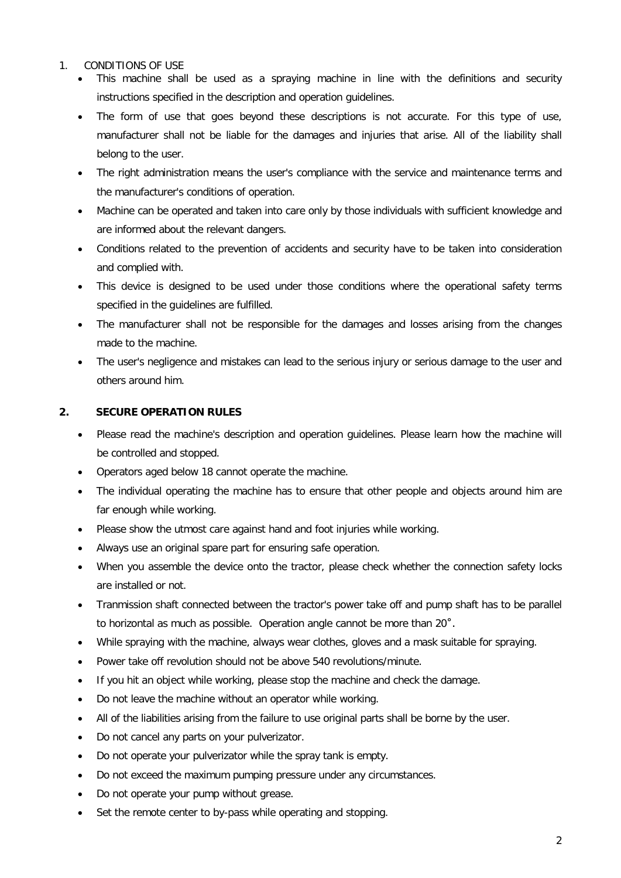## 1. CONDITIONS OF USE

- This machine shall be used as a spraying machine in line with the definitions and security instructions specified in the description and operation guidelines.
- The form of use that goes beyond these descriptions is not accurate. For this type of use, manufacturer shall not be liable for the damages and injuries that arise. All of the liability shall belong to the user.
- The right administration means the user's compliance with the service and maintenance terms and the manufacturer's conditions of operation.
- Machine can be operated and taken into care only by those individuals with sufficient knowledge and are informed about the relevant dangers.
- Conditions related to the prevention of accidents and security have to be taken into consideration and complied with.
- This device is designed to be used under those conditions where the operational safety terms specified in the guidelines are fulfilled.
- The manufacturer shall not be responsible for the damages and losses arising from the changes made to the machine.
- The user's negligence and mistakes can lead to the serious injury or serious damage to the user and others around him.

## 2. SECURE OPERATION RULES

- Please read the machine's description and operation guidelines. Please learn how the machine will be controlled and stopped.
- Operators aged below 18 cannot operate the machine.
- The individual operating the machine has to ensure that other people and objects around him are far enough while working.
- Please show the utmost care against hand and foot injuries while working.
- Always use an original spare part for ensuring safe operation.
- When you assemble the device onto the tractor, please check whether the connection safety locks are installed or not.
- Tranmission shaft connected between the tractor's power take off and pump shaft has to be parallel to horizontal as much as possible. Operation angle cannot be more than 20˚.
- While spraying with the machine, always wear clothes, gloves and a mask suitable for spraying.
- Power take off revolution should not be above 540 revolutions/minute.
- If you hit an object while working, please stop the machine and check the damage.
- Do not leave the machine without an operator while working.
- All of the liabilities arising from the failure to use original parts shall be borne by the user.
- Do not cancel any parts on your pulverizator.
- Do not operate your pulverizator while the spray tank is empty.
- Do not exceed the maximum pumping pressure under any circumstances.
- Do not operate your pump without grease.
- Set the remote center to by-pass while operating and stopping.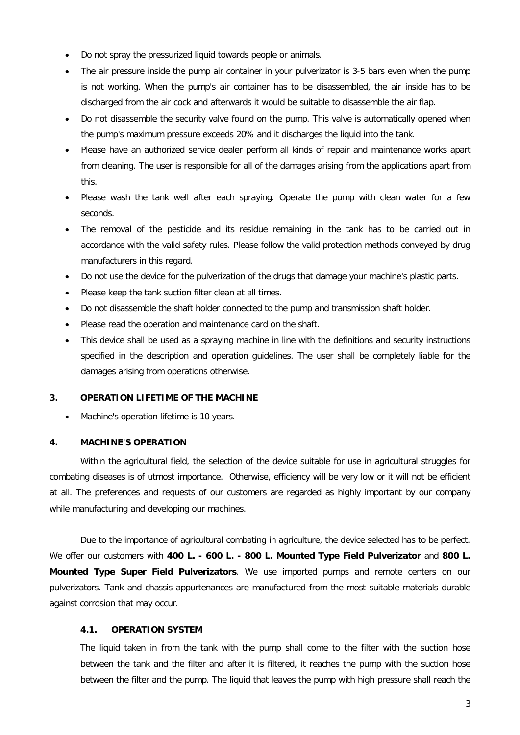- Do not spray the pressurized liquid towards people or animals.
- The air pressure inside the pump air container in your pulverizator is 3-5 bars even when the pump is not working. When the pump's air container has to be disassembled, the air inside has to be discharged from the air cock and afterwards it would be suitable to disassemble the air flap.
- Do not disassemble the security valve found on the pump. This valve is automatically opened when the pump's maximum pressure exceeds 20% and it discharges the liquid into the tank.
- Please have an authorized service dealer perform all kinds of repair and maintenance works apart from cleaning. The user is responsible for all of the damages arising from the applications apart from this.
- Please wash the tank well after each spraying. Operate the pump with clean water for a few seconds.
- The removal of the pesticide and its residue remaining in the tank has to be carried out in accordance with the valid safety rules. Please follow the valid protection methods conveyed by drug manufacturers in this regard.
- Do not use the device for the pulverization of the drugs that damage your machine's plastic parts.
- Please keep the tank suction filter clean at all times.
- Do not disassemble the shaft holder connected to the pump and transmission shaft holder.
- Please read the operation and maintenance card on the shaft.
- This device shall be used as a spraying machine in line with the definitions and security instructions specified in the description and operation guidelines. The user shall be completely liable for the damages arising from operations otherwise.

## 3. OPERATION LIFETIME OF THE MACHINE

- Machine's operation lifetime is 10 years.

## 4. MACHINE'S OPERATION

Within the agricultural field, the selection of the device suitable for use in agricultural struggles for combating diseases is of utmost importance. Otherwise, efficiency will be very low or it will not be efficient at all. The preferences and requests of our customers are regarded as highly important by our company while manufacturing and developing our machines.

Due to the importance of agricultural combating in agriculture, the device selected has to be perfect. We offer our customers with **400 L. - 600 L. - 800 L. Mounted Type Field Pulverizator** and **800 L. Mounted Type Super Field Pulverizators**. We use imported pumps and remote centers on our pulverizators. Tank and chassis appurtenances are manufactured from the most suitable materials durable against corrosion that may occur.

### 4.1. OPERATION SYSTEM

The liquid taken in from the tank with the pump shall come to the filter with the suction hose between the tank and the filter and after it is filtered, it reaches the pump with the suction hose between the filter and the pump. The liquid that leaves the pump with high pressure shall reach the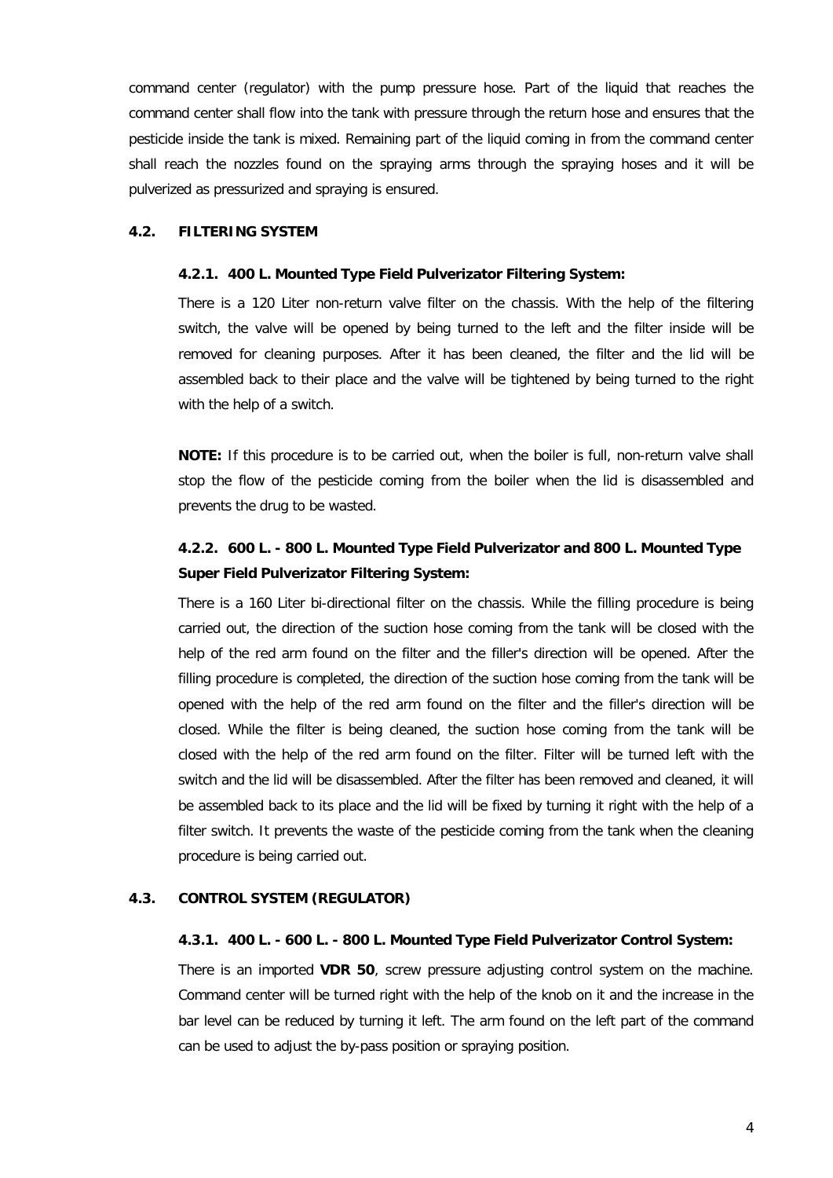command center (regulator) with the pump pressure hose. Part of the liquid that reaches the command center shall flow into the tank with pressure through the return hose and ensures that the pesticide inside the tank is mixed. Remaining part of the liquid coming in from the command center shall reach the nozzles found on the spraying arms through the spraying hoses and it will be pulverized as pressurized and spraying is ensured.

## 4.2. FILTERING SYSTEM

### 4.2.1. 400 L. Mounted Type Field Pulverizator Filtering System:

There is a 120 Liter non-return valve filter on the chassis. With the help of the filtering switch, the valve will be opened by being turned to the left and the filter inside will be removed for cleaning purposes. After it has been cleaned, the filter and the lid will be assembled back to their place and the valve will be tightened by being turned to the right with the help of a switch.

**NOTE:** If this procedure is to be carried out, when the boiler is full, non-return valve shall stop the flow of the pesticide coming from the boiler when the lid is disassembled and prevents the drug to be wasted.

### 4.2.2. 600 L. - 800 L. Mounted Type Field Pulverizator and 800 L. Mounted Type Super Field Pulverizator Filtering System:

There is a 160 Liter bi-directional filter on the chassis. While the filling procedure is being carried out, the direction of the suction hose coming from the tank will be closed with the help of the red arm found on the filter and the filler's direction will be opened. After the filling procedure is completed, the direction of the suction hose coming from the tank will be opened with the help of the red arm found on the filter and the filler's direction will be closed. While the filter is being cleaned, the suction hose coming from the tank will be closed with the help of the red arm found on the filter. Filter will be turned left with the switch and the lid will be disassembled. After the filter has been removed and cleaned, it will be assembled back to its place and the lid will be fixed by turning it right with the help of a filter switch. It prevents the waste of the pesticide coming from the tank when the cleaning procedure is being carried out.

## 4.3. CONTROL SYSTEM (REGULATOR)

### 4.3.1. 400 L. - 600 L. - 800 L. Mounted Type Field Pulverizator Control System:

There is an imported **VDR 50**, screw pressure adjusting control system on the machine. Command center will be turned right with the help of the knob on it and the increase in the bar level can be reduced by turning it left. The arm found on the left part of the command can be used to adjust the by-pass position or spraying position.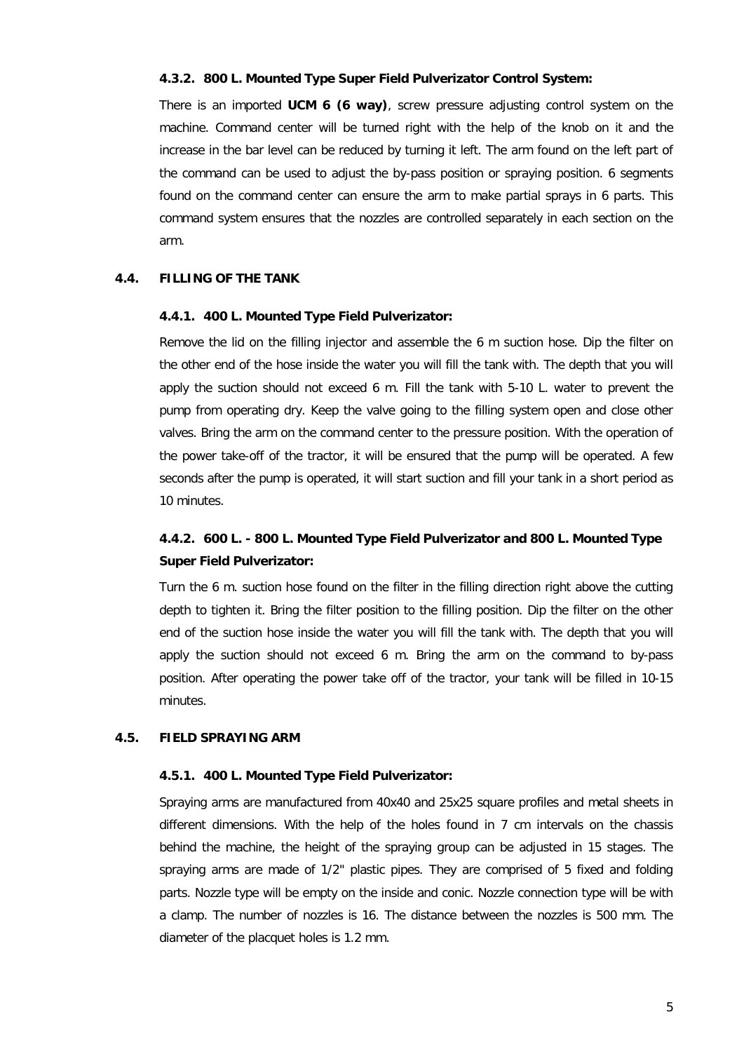#### 4.3.2. 800 L. Mounted Type Super Field Pulverizator Control System:

There is an imported **UCM 6 (6 way)**, screw pressure adjusting control system on the machine. Command center will be turned right with the help of the knob on it and the increase in the bar level can be reduced by turning it left. The arm found on the left part of the command can be used to adjust the by-pass position or spraying position. 6 segments found on the command center can ensure the arm to make partial sprays in 6 parts. This command system ensures that the nozzles are controlled separately in each section on the arm.

### 4.4. FILLING OF THE TANK

#### 4.4.1. 400 L. Mounted Type Field Pulverizator:

Remove the lid on the filling injector and assemble the 6 m suction hose. Dip the filter on the other end of the hose inside the water you will fill the tank with. The depth that you will apply the suction should not exceed 6 m. Fill the tank with 5-10 L. water to prevent the pump from operating dry. Keep the valve going to the filling system open and close other valves. Bring the arm on the command center to the pressure position. With the operation of the power take-off of the tractor, it will be ensured that the pump will be operated. A few seconds after the pump is operated, it will start suction and fill your tank in a short period as 10 minutes.

#### 4.4.2. 600 L. - 800 L. Mounted Type Field Pulverizator and 800 L. Mounted Type Super Field Pulverizator:

Turn the 6 m. suction hose found on the filter in the filling direction right above the cutting depth to tighten it. Bring the filter position to the filling position. Dip the filter on the other end of the suction hose inside the water you will fill the tank with. The depth that you will apply the suction should not exceed 6 m. Bring the arm on the command to by-pass position. After operating the power take off of the tractor, your tank will be filled in 10-15 minutes.

### 4.5. FIELD SPRAYING ARM

#### 4.5.1. 400 L. Mounted Type Field Pulverizator:

Spraying arms are manufactured from 40x40 and 25x25 square profiles and metal sheets in different dimensions. With the help of the holes found in 7 cm intervals on the chassis behind the machine, the height of the spraying group can be adjusted in 15 stages. The spraying arms are made of 1/2" plastic pipes. They are comprised of 5 fixed and folding parts. Nozzle type will be empty on the inside and conic. Nozzle connection type will be with a clamp. The number of nozzles is 16. The distance between the nozzles is 500 mm. The diameter of the placquet holes is 1.2 mm.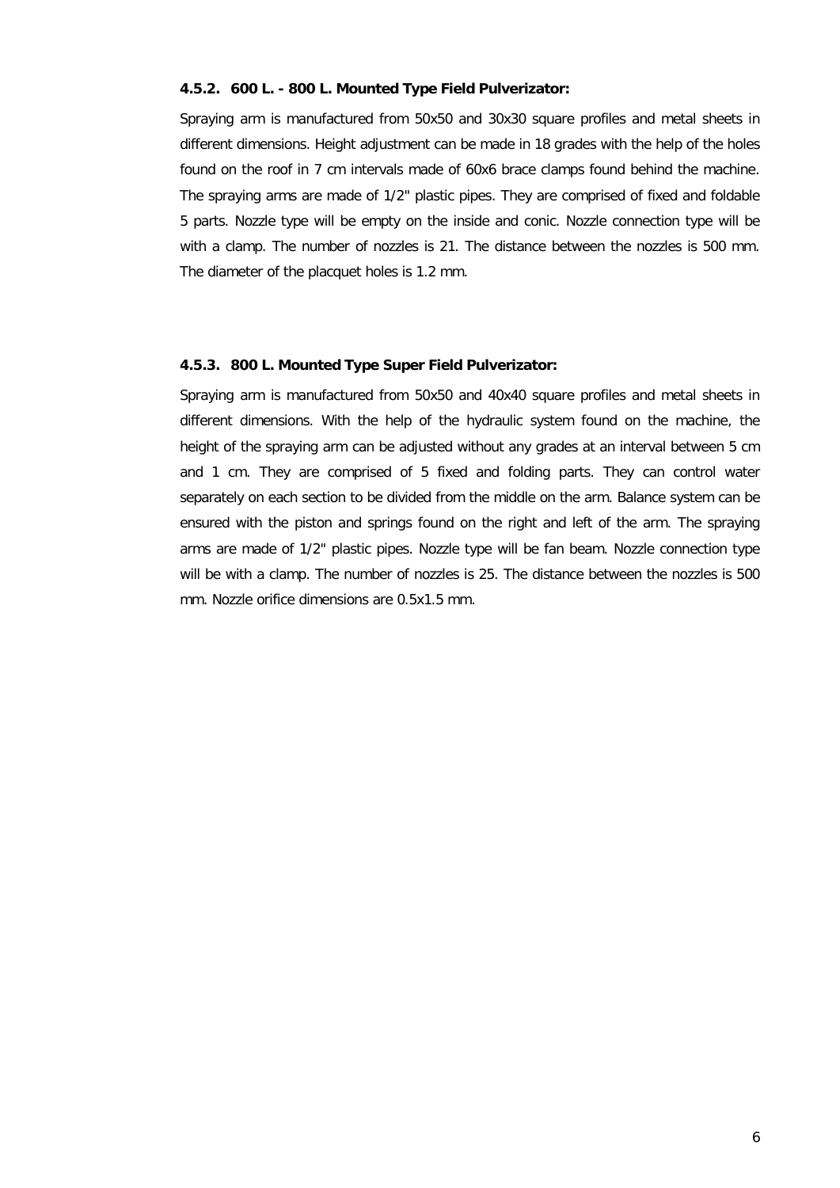#### 4.5.2. 600 L. - 800 L. Mounted Type Field Pulverizator:

Spraying arm is manufactured from 50x50 and 30x30 square profiles and metal sheets in different dimensions. Height adjustment can be made in 18 grades with the help of the holes found on the roof in 7 cm intervals made of 60x6 brace clamps found behind the machine. The spraying arms are made of 1/2" plastic pipes. They are comprised of fixed and foldable 5 parts. Nozzle type will be empty on the inside and conic. Nozzle connection type will be with a clamp. The number of nozzles is 21. The distance between the nozzles is 500 mm. The diameter of the placquet holes is 1.2 mm.

#### 4.5.3. 800 L. Mounted Type Super Field Pulverizator:

Spraying arm is manufactured from 50x50 and 40x40 square profiles and metal sheets in different dimensions. With the help of the hydraulic system found on the machine, the height of the spraying arm can be adjusted without any grades at an interval between 5 cm and 1 cm. They are comprised of 5 fixed and folding parts. They can control water separately on each section to be divided from the middle on the arm. Balance system can be ensured with the piston and springs found on the right and left of the arm. The spraying arms are made of 1/2" plastic pipes. Nozzle type will be fan beam. Nozzle connection type will be with a clamp. The number of nozzles is 25. The distance between the nozzles is 500 mm. Nozzle orifice dimensions are 0.5x1.5 mm.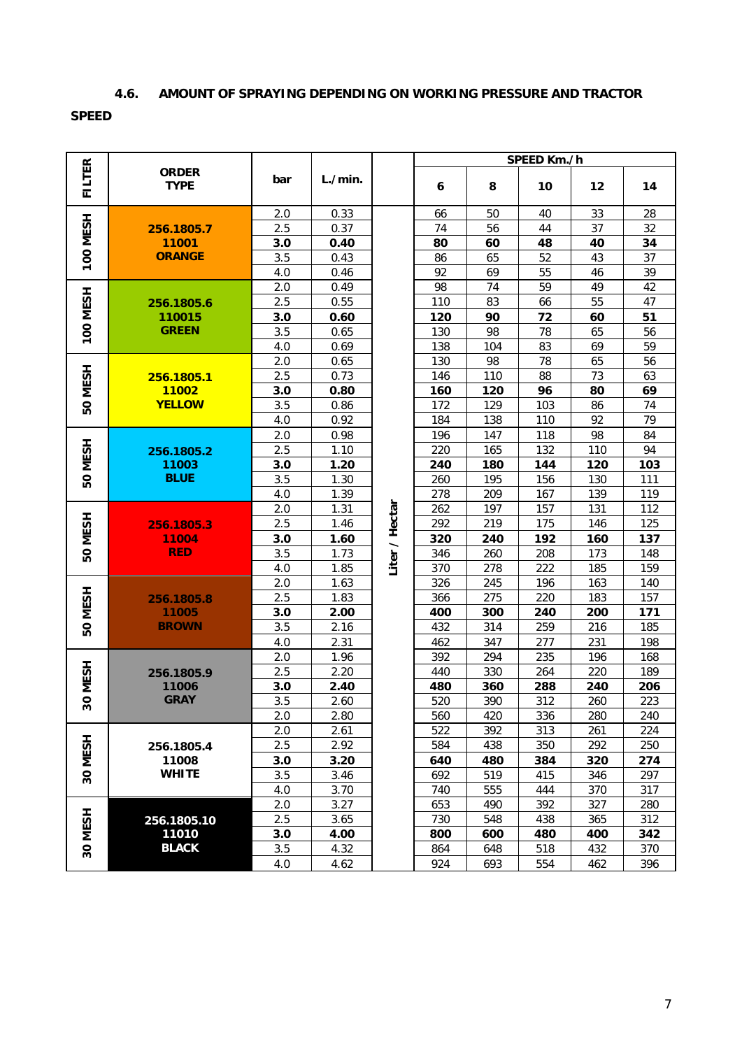### 4.6. AMOUNT OF SPRAYING DEPENDING ON WORKING PRESSURE AND TRACTOR SPEED

| FILTER | ORDER TYPE | bar | L./min. | | SPEED Km./h | | | | |
|---|---|---|---|---|---|---|---|---|---|
| | | | | | 6 | 8 | 10 | 12 | 14 |
| 100 MESH | 256.1805.7 11001 ORANGE | 2.0 | 0.33 | Liter / Hectar | 66 | 50 | 40 | 33 | 28 |
| | | 2.5 | 0.37 | | 74 | 56 | 44 | 37 | 32 |
| | | **3.0** | **0.40** | | **80** | **60** | **48** | **40** | **34** |
| | | 3.5 | 0.43 | | 86 | 65 | 52 | 43 | 37 |
| | | 4.0 | 0.46 | | 92 | 69 | 55 | 46 | 39 |
| 100 MESH | 256.1805.6 110015 GREEN | 2.0 | 0.49 | | 98 | 74 | 59 | 49 | 42 |
| | | 2.5 | 0.55 | | 110 | 83 | 66 | 55 | 47 |
| | | **3.0** | **0.60** | | **120** | **90** | **72** | **60** | **51** |
| | | 3.5 | 0.65 | | 130 | 98 | 78 | 65 | 56 |
| | | 4.0 | 0.69 | | 138 | 104 | 83 | 69 | 59 |
| 50 MESH | 256.1805.1 11002 YELLOW | 2.0 | 0.65 | | 130 | 98 | 78 | 65 | 56 |
| | | 2.5 | 0.73 | | 146 | 110 | 88 | 73 | 63 |
| | | **3.0** | **0.80** | | **160** | **120** | **96** | **80** | **69** |
| | | 3.5 | 0.86 | | 172 | 129 | 103 | 86 | 74 |
| | | 4.0 | 0.92 | | 184 | 138 | 110 | 92 | 79 |
| 50 MESH | 256.1805.2 11003 BLUE | 2.0 | 0.98 | | 196 | 147 | 118 | 98 | 84 |
| | | 2.5 | 1.10 | | 220 | 165 | 132 | 110 | 94 |
| | | **3.0** | **1.20** | | **240** | **180** | **144** | **120** | **103** |
| | | 3.5 | 1.30 | | 260 | 195 | 156 | 130 | 111 |
| | | 4.0 | 1.39 | | 278 | 209 | 167 | 139 | 119 |
| 50 MESH | 256.1805.3 11004 RED | 2.0 | 1.31 | | 262 | 197 | 157 | 131 | 112 |
| | | 2.5 | 1.46 | | 292 | 219 | 175 | 146 | 125 |
| | | **3.0** | **1.60** | | **320** | **240** | **192** | **160** | **137** |
| | | 3.5 | 1.73 | | 346 | 260 | 208 | 173 | 148 |
| | | 4.0 | 1.85 | | 370 | 278 | 222 | 185 | 159 |
| 50 MESH | 256.1805.8 11005 BROWN | 2.0 | 1.63 | | 326 | 245 | 196 | 163 | 140 |
| | | 2.5 | 1.83 | | 366 | 275 | 220 | 183 | 157 |
| | | **3.0** | **2.00** | | **400** | **300** | **240** | **200** | **171** |
| | | 3.5 | 2.16 | | 432 | 314 | 259 | 216 | 185 |
| | | 4.0 | 2.31 | | 462 | 347 | 277 | 231 | 198 |
| 30 MESH | 256.1805.9 11006 GRAY | 2.0 | 1.96 | | 392 | 294 | 235 | 196 | 168 |
| | | 2.5 | 2.20 | | 440 | 330 | 264 | 220 | 189 |
| | | **3.0** | **2.40** | | **480** | **360** | **288** | **240** | **206** |
| | | 3.5 | 2.60 | | 520 | 390 | 312 | 260 | 223 |
| | | 2.0 | 2.80 | | 560 | 420 | 336 | 280 | 240 |
| 30 MESH | 256.1805.4 11008 WHITE | 2.0 | 2.61 | | 522 | 392 | 313 | 261 | 224 |
| | | 2.5 | 2.92 | | 584 | 438 | 350 | 292 | 250 |
| | | **3.0** | **3.20** | | **640** | **480** | **384** | **320** | **274** |
| | | 3.5 | 3.46 | | 692 | 519 | 415 | 346 | 297 |
| | | 4.0 | 3.70 | | 740 | 555 | 444 | 370 | 317 |
| 30 MESH | 256.1805.10 11010 BLACK | 2.0 | 3.27 | | 653 | 490 | 392 | 327 | 280 |
| | | 2.5 | 3.65 | | 730 | 548 | 438 | 365 | 312 |
| | | **3.0** | **4.00** | | **800** | **600** | **480** | **400** | **342** |
| | | 3.5 | 4.32 | | 864 | 648 | 518 | 432 | 370 |
| | | 4.0 | 4.62 | | 924 | 693 | 554 | 462 | 396 |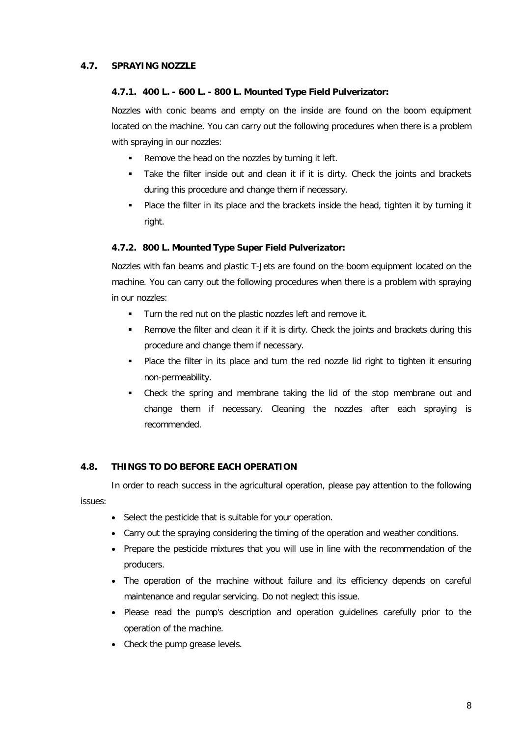## 4.7. SPRAYING NOZZLE

### 4.7.1. 400 L. - 600 L. - 800 L. Mounted Type Field Pulverizator:

Nozzles with conic beams and empty on the inside are found on the boom equipment located on the machine. You can carry out the following procedures when there is a problem with spraying in our nozzles:

- Remove the head on the nozzles by turning it left.
- Take the filter inside out and clean it if it is dirty. Check the joints and brackets during this procedure and change them if necessary.
- Place the filter in its place and the brackets inside the head, tighten it by turning it right.

### 4.7.2. 800 L. Mounted Type Super Field Pulverizator:

Nozzles with fan beams and plastic T-Jets are found on the boom equipment located on the machine. You can carry out the following procedures when there is a problem with spraying in our nozzles:

- Turn the red nut on the plastic nozzles left and remove it.
- Remove the filter and clean it if it is dirty. Check the joints and brackets during this procedure and change them if necessary.
- Place the filter in its place and turn the red nozzle lid right to tighten it ensuring non-permeability.
- Check the spring and membrane taking the lid of the stop membrane out and change them if necessary. Cleaning the nozzles after each spraying is recommended.

## 4.8. THINGS TO DO BEFORE EACH OPERATION

In order to reach success in the agricultural operation, please pay attention to the following issues:

- Select the pesticide that is suitable for your operation.
- Carry out the spraying considering the timing of the operation and weather conditions.
- Prepare the pesticide mixtures that you will use in line with the recommendation of the producers.
- The operation of the machine without failure and its efficiency depends on careful maintenance and regular servicing. Do not neglect this issue.
- Please read the pump's description and operation guidelines carefully prior to the operation of the machine.
- Check the pump grease levels.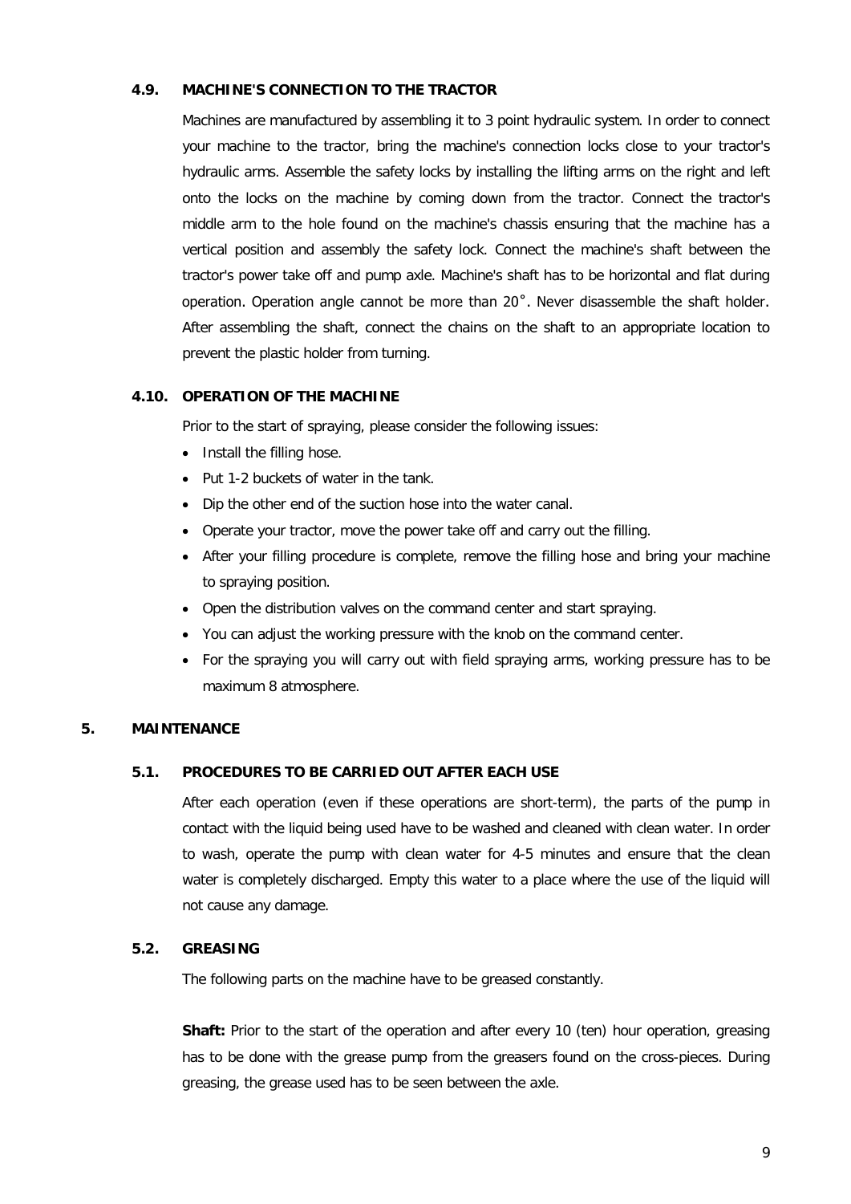### 4.9. MACHINE'S CONNECTION TO THE TRACTOR

Machines are manufactured by assembling it to 3 point hydraulic system. In order to connect your machine to the tractor, bring the machine's connection locks close to your tractor's hydraulic arms. Assemble the safety locks by installing the lifting arms on the right and left onto the locks on the machine by coming down from the tractor. Connect the tractor's middle arm to the hole found on the machine's chassis ensuring that the machine has a vertical position and assembly the safety lock. Connect the machine's shaft between the tractor's power take off and pump axle. Machine's shaft has to be horizontal and flat during operation. Operation angle cannot be more than 20˚. Never disassemble the shaft holder. After assembling the shaft, connect the chains on the shaft to an appropriate location to prevent the plastic holder from turning.

### 4.10. OPERATION OF THE MACHINE

Prior to the start of spraying, please consider the following issues:

- Install the filling hose.
- Put 1-2 buckets of water in the tank.
- Dip the other end of the suction hose into the water canal.
- Operate your tractor, move the power take off and carry out the filling.
- After your filling procedure is complete, remove the filling hose and bring your machine to spraying position.
- Open the distribution valves on the command center and start spraying.
- You can adjust the working pressure with the knob on the command center.
- For the spraying you will carry out with field spraying arms, working pressure has to be maximum 8 atmosphere.

## 5. MAINTENANCE

### 5.1. PROCEDURES TO BE CARRIED OUT AFTER EACH USE

After each operation (even if these operations are short-term), the parts of the pump in contact with the liquid being used have to be washed and cleaned with clean water. In order to wash, operate the pump with clean water for 4-5 minutes and ensure that the clean water is completely discharged. Empty this water to a place where the use of the liquid will not cause any damage.

### 5.2. GREASING

The following parts on the machine have to be greased constantly.

**Shaft:** Prior to the start of the operation and after every 10 (ten) hour operation, greasing has to be done with the grease pump from the greasers found on the cross-pieces. During greasing, the grease used has to be seen between the axle.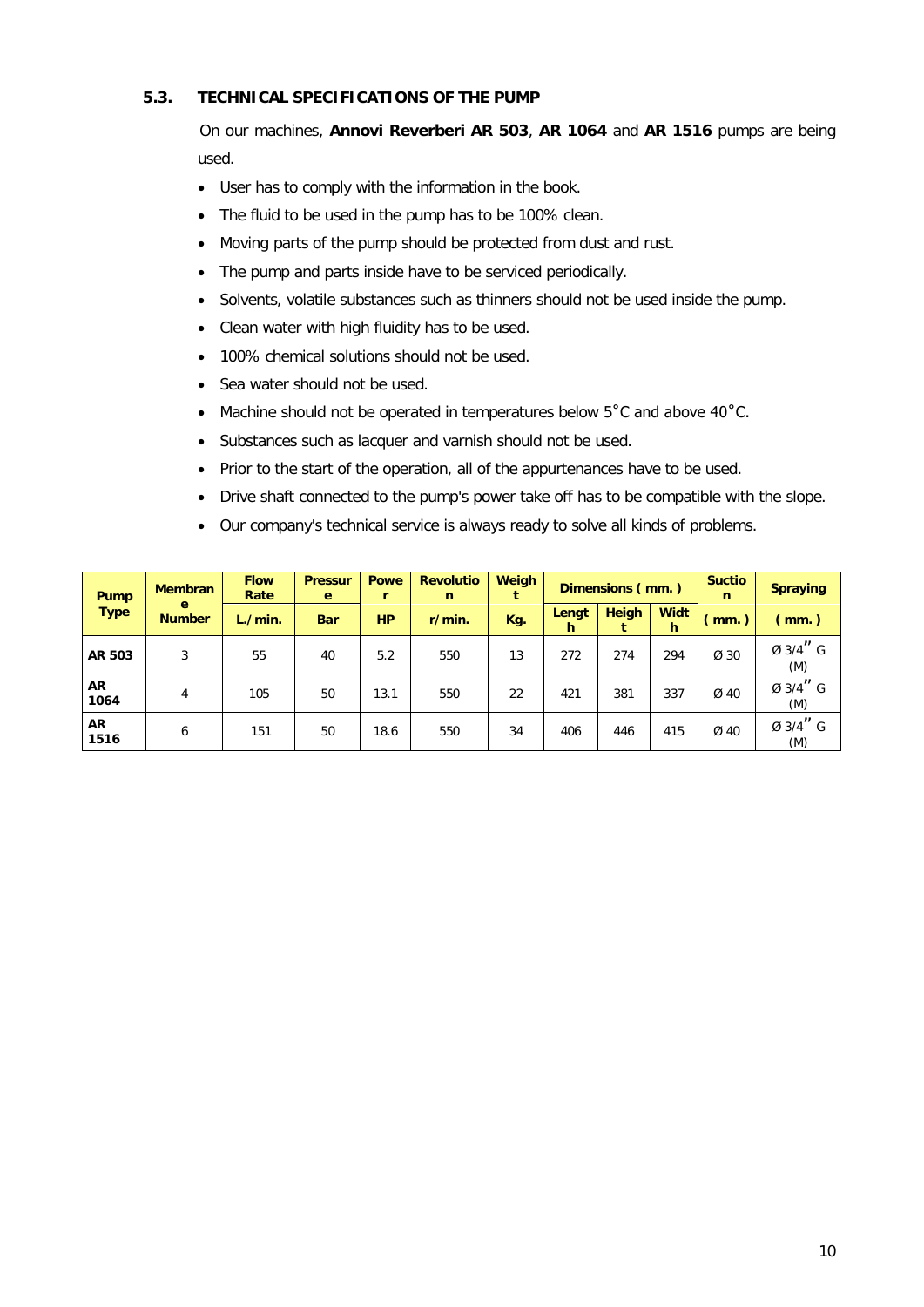### 5.3. TECHNICAL SPECIFICATIONS OF THE PUMP

On our machines, **Annovi Reverberi AR 503**, **AR 1064** and **AR 1516** pumps are being used.

- User has to comply with the information in the book.
- The fluid to be used in the pump has to be 100% clean.
- Moving parts of the pump should be protected from dust and rust.
- The pump and parts inside have to be serviced periodically.
- Solvents, volatile substances such as thinners should not be used inside the pump.
- Clean water with high fluidity has to be used.
- 100% chemical solutions should not be used.
- Sea water should not be used.
- Machine should not be operated in temperatures below 5˚C and above 40˚C.
- Substances such as lacquer and varnish should not be used.
- Prior to the start of the operation, all of the appurtenances have to be used.
- Drive shaft connected to the pump's power take off has to be compatible with the slope.
- Our company's technical service is always ready to solve all kinds of problems.

| Pump Type | Membrane Number | Flow Rate | Pressure | Power | Revolution | Weight | Dimensions ( mm. ) | | | Suction | Spraying |
|---|---|---|---|---|---|---|---|---|---|---|---|
| | | L./min. | Bar | HP | r/min. | Kg. | Length | Height | Width | ( mm. ) | ( mm. ) |
| **AR 503** | 3 | 55 | 40 | 5.2 | 550 | 13 | 272 | 274 | 294 | Ø 30 | Ø 3/4″ G (M) |
| **AR 1064** | 4 | 105 | 50 | 13.1 | 550 | 22 | 421 | 381 | 337 | Ø 40 | Ø 3/4″ G (M) |
| **AR 1516** | 6 | 151 | 50 | 18.6 | 550 | 34 | 406 | 446 | 415 | Ø 40 | Ø 3/4″ G (M) |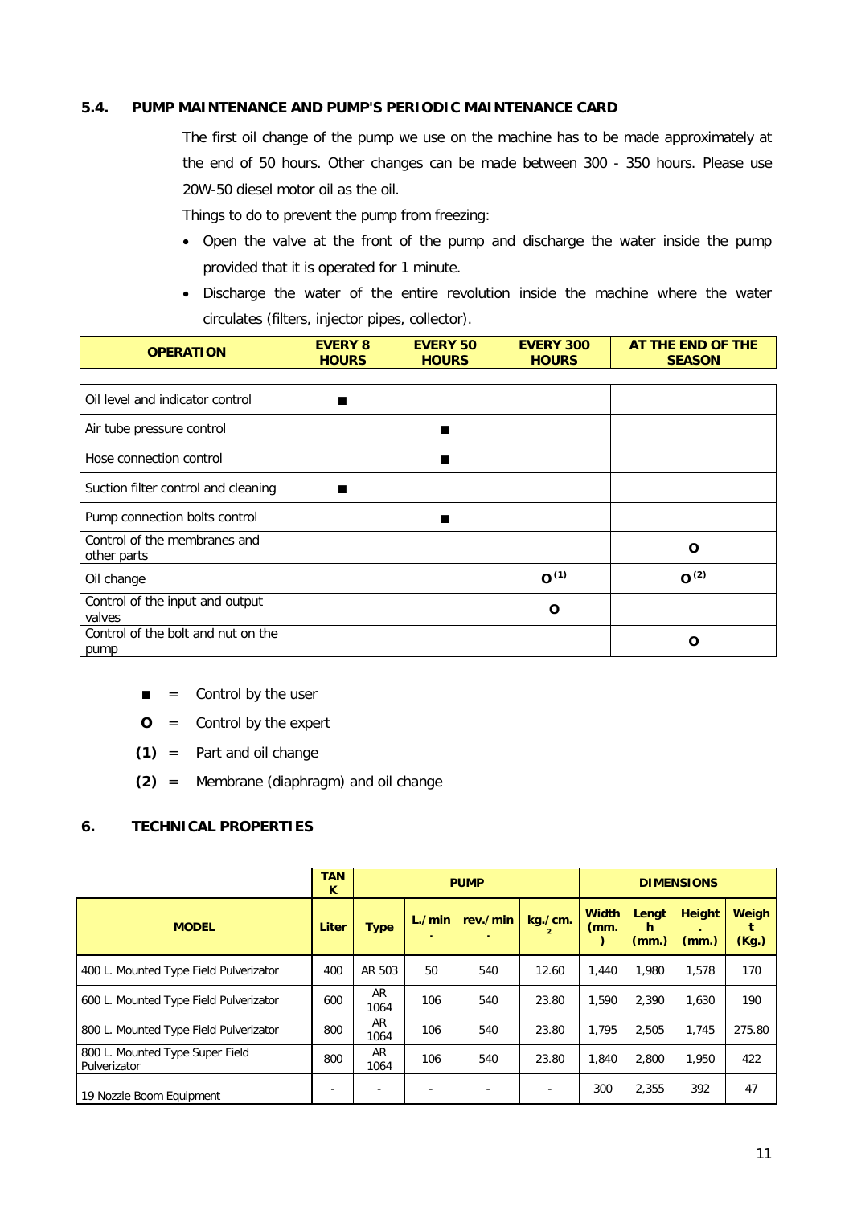## 5.4. PUMP MAINTENANCE AND PUMP'S PERIODIC MAINTENANCE CARD

The first oil change of the pump we use on the machine has to be made approximately at the end of 50 hours. Other changes can be made between 300 - 350 hours. Please use 20W-50 diesel motor oil as the oil.

Things to do to prevent the pump from freezing:

- Open the valve at the front of the pump and discharge the water inside the pump provided that it is operated for 1 minute.
- Discharge the water of the entire revolution inside the machine where the water circulates (filters, injector pipes, collector).

| OPERATION | EVERY 8 HOURS | EVERY 50 HOURS | EVERY 300 HOURS | AT THE END OF THE SEASON |
|---|---|---|---|---|
| Oil level and indicator control | ■ | | | |
| Air tube pressure control | | ■ | | |
| Hose connection control | | ■ | | |
| Suction filter control and cleaning | ■ | | | |
| Pump connection bolts control | | ■ | | |
| Control of the membranes and other parts | | | | O |
| Oil change | | | O (1) | O (2) |
| Control of the input and output valves | | | O | |
| Control of the bolt and nut on the pump | | | | O |

■ = Control by the user

**O** = Control by the expert

**(1)** = Part and oil change

**(2)** = Membrane (diaphragm) and oil change

## 6. TECHNICAL PROPERTIES

| | TANK | PUMP | | | | DIMENSIONS | | | |
|---|---|---|---|---|---|---|---|---|---|
| **MODEL** | **Liter** | **Type** | **L./min.** | **rev./min.** | **kg./cm.²** | **Width (mm.)** | **Length (mm.)** | **Height. (mm.)** | **Weight (Kg.)** |
| 400 L. Mounted Type Field Pulverizator | 400 | AR 503 | 50 | 540 | 12.60 | 1,440 | 1,980 | 1,578 | 170 |
| 600 L. Mounted Type Field Pulverizator | 600 | AR 1064 | 106 | 540 | 23.80 | 1,590 | 2,390 | 1,630 | 190 |
| 800 L. Mounted Type Field Pulverizator | 800 | AR 1064 | 106 | 540 | 23.80 | 1,795 | 2,505 | 1,745 | 275.80 |
| 800 L. Mounted Type Super Field Pulverizator | 800 | AR 1064 | 106 | 540 | 23.80 | 1,840 | 2,800 | 1,950 | 422 |
| 19 Nozzle Boom Equipment | - | - | - | - | - | 300 | 2,355 | 392 | 47 |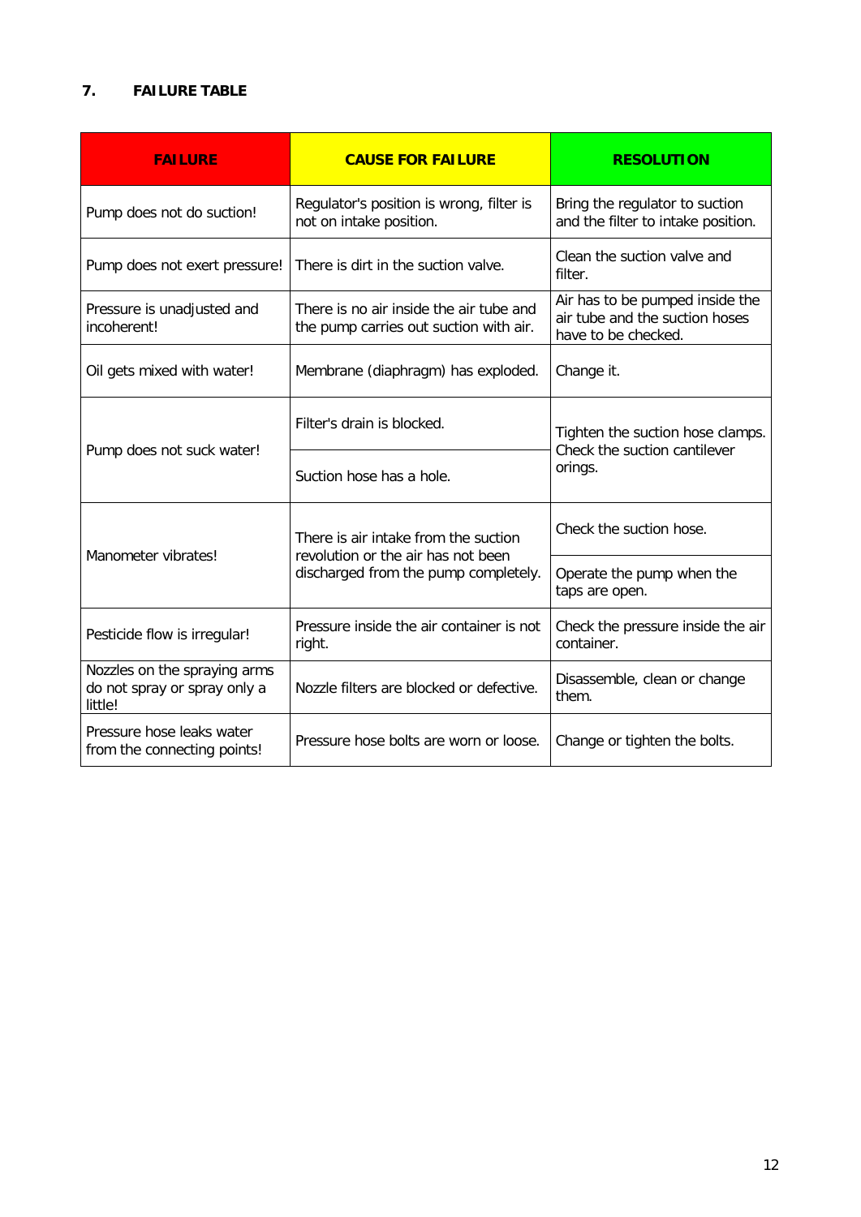## 7. FAILURE TABLE

| FAILURE | CAUSE FOR FAILURE | RESOLUTION |
|---|---|---|
| Pump does not do suction! | Regulator's position is wrong, filter is not on intake position. | Bring the regulator to suction and the filter to intake position. |
| Pump does not exert pressure! | There is dirt in the suction valve. | Clean the suction valve and filter. |
| Pressure is unadjusted and incoherent! | There is no air inside the air tube and the pump carries out suction with air. | Air has to be pumped inside the air tube and the suction hoses have to be checked. |
| Oil gets mixed with water! | Membrane (diaphragm) has exploded. | Change it. |
| Pump does not suck water! | Filter's drain is blocked. | Tighten the suction hose clamps. Check the suction cantilever orings. |
| | Suction hose has a hole. | |
| Manometer vibrates! | There is air intake from the suction revolution or the air has not been discharged from the pump completely. | Check the suction hose. |
| | | Operate the pump when the taps are open. |
| Pesticide flow is irregular! | Pressure inside the air container is not right. | Check the pressure inside the air container. |
| Nozzles on the spraying arms do not spray or spray only a little! | Nozzle filters are blocked or defective. | Disassemble, clean or change them. |
| Pressure hose leaks water from the connecting points! | Pressure hose bolts are worn or loose. | Change or tighten the bolts. |